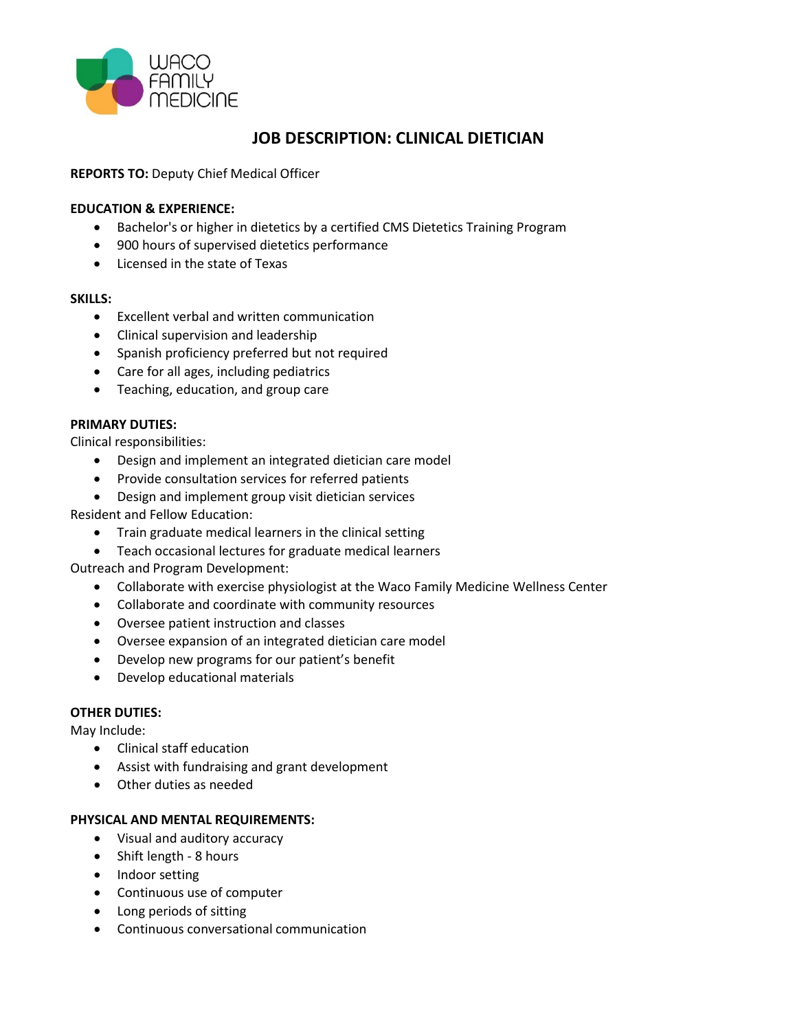WACO FAMILY MEDICINE

# JOB DESCRIPTION: CLINICAL DIETICIAN

**REPORTS TO:** Deputy Chief Medical Officer

**EDUCATION & EXPERIENCE:**

- Bachelor's or higher in dietetics by a certified CMS Dietetics Training Program
- 900 hours of supervised dietetics performance
- Licensed in the state of Texas

**SKILLS:**

- Excellent verbal and written communication
- Clinical supervision and leadership
- Spanish proficiency preferred but not required
- Care for all ages, including pediatrics
- Teaching, education, and group care

**PRIMARY DUTIES:**

Clinical responsibilities:

- Design and implement an integrated dietician care model
- Provide consultation services for referred patients
- Design and implement group visit dietician services

Resident and Fellow Education:

- Train graduate medical learners in the clinical setting
- Teach occasional lectures for graduate medical learners

Outreach and Program Development:

- Collaborate with exercise physiologist at the Waco Family Medicine Wellness Center
- Collaborate and coordinate with community resources
- Oversee patient instruction and classes
- Oversee expansion of an integrated dietician care model
- Develop new programs for our patient's benefit
- Develop educational materials

**OTHER DUTIES:**

May Include:

- Clinical staff education
- Assist with fundraising and grant development
- Other duties as needed

**PHYSICAL AND MENTAL REQUIREMENTS:**

- Visual and auditory accuracy
- Shift length - 8 hours
- Indoor setting
- Continuous use of computer
- Long periods of sitting
- Continuous conversational communication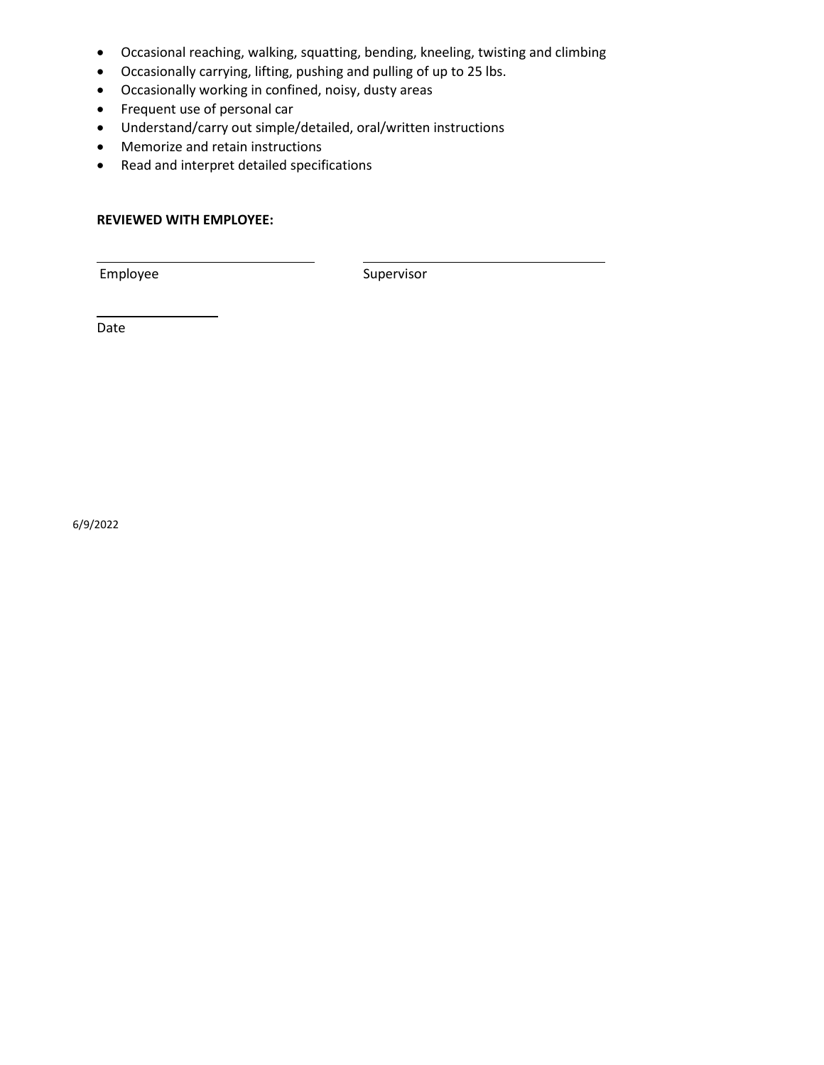- Occasional reaching, walking, squatting, bending, kneeling, twisting and climbing
- Occasionally carrying, lifting, pushing and pulling of up to 25 lbs.
- Occasionally working in confined, noisy, dusty areas
- Frequent use of personal car
- Understand/carry out simple/detailed, oral/written instructions
- Memorize and retain instructions
- Read and interpret detailed specifications

**REVIEWED WITH EMPLOYEE:**

\_\_\_\_\_\_\_\_\_\_\_\_\_\_\_\_\_\_\_\_\_\_\_\_\_\_\_\_ \_\_\_\_\_\_\_\_\_\_\_\_\_\_\_\_\_\_\_\_\_\_\_\_\_\_\_\_\_\_\_

Employee Supervisor

\_\_\_\_\_\_\_\_\_\_\_\_\_\_\_

Date

6/9/2022